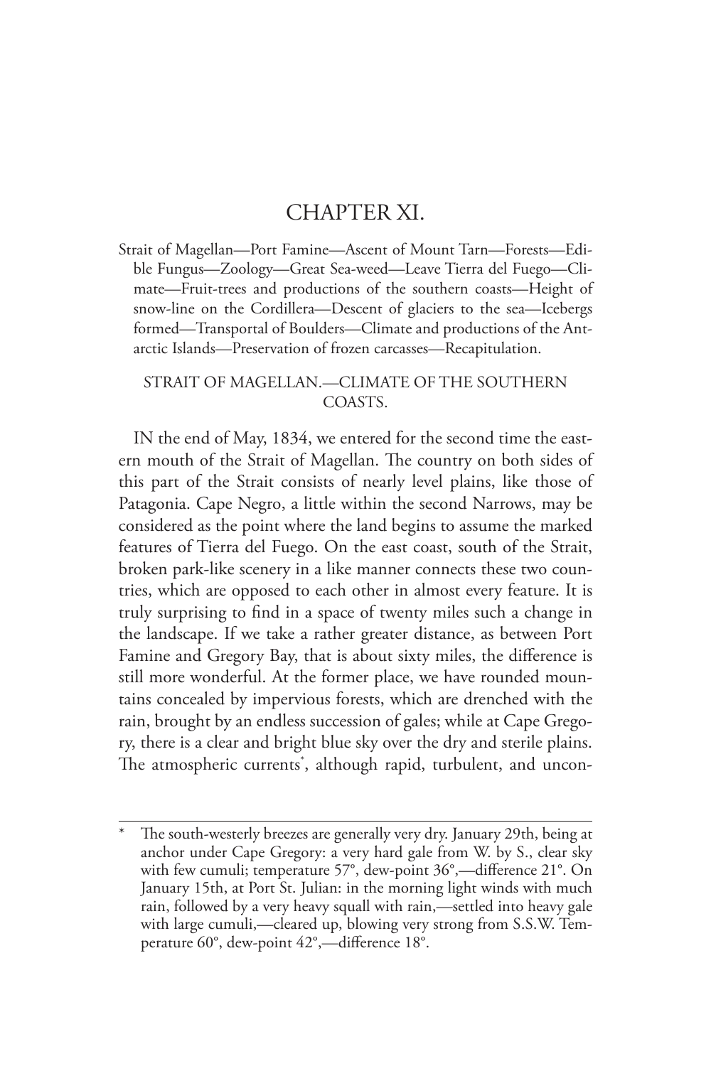# CHAPTER XI.

Strait of Magellan—Port Famine—Ascent of Mount Tarn—Forests—Edible Fungus—Zoology—Great Sea-weed—Leave Tierra del Fuego—Climate—Fruit-trees and productions of the southern coasts—Height of snow-line on the Cordillera—Descent of glaciers to the sea—Icebergs formed—Transportal of Boulders—Climate and productions of the Antarctic Islands—Preservation of frozen carcasses—Recapitulation.

## STRAIT OF MAGELLAN.—CLIMATE OF THE SOUTHERN COASTS.

IN the end of May, 1834, we entered for the second time the eastern mouth of the Strait of Magellan. The country on both sides of this part of the Strait consists of nearly level plains, like those of Patagonia. Cape Negro, a little within the second Narrows, may be considered as the point where the land begins to assume the marked features of Tierra del Fuego. On the east coast, south of the Strait, broken park-like scenery in a like manner connects these two countries, which are opposed to each other in almost every feature. It is truly surprising to find in a space of twenty miles such a change in the landscape. If we take a rather greater distance, as between Port Famine and Gregory Bay, that is about sixty miles, the difference is still more wonderful. At the former place, we have rounded mountains concealed by impervious forests, which are drenched with the rain, brought by an endless succession of gales; while at Cape Gregory, there is a clear and bright blue sky over the dry and sterile plains. The atmospheric currents*, although rapid, turbulent, and uncon-

---

\* The south-westerly breezes are generally very dry. January 29th, being at anchor under Cape Gregory: a very hard gale from W. by S., clear sky with few cumuli; temperature 57°, dew-point 36°,—difference 21°. On January 15th, at Port St. Julian: in the morning light winds with much rain, followed by a very heavy squall with rain,—settled into heavy gale with large cumuli,—cleared up, blowing very strong from S.S.W. Temperature 60°, dew-point 42°,—difference 18°.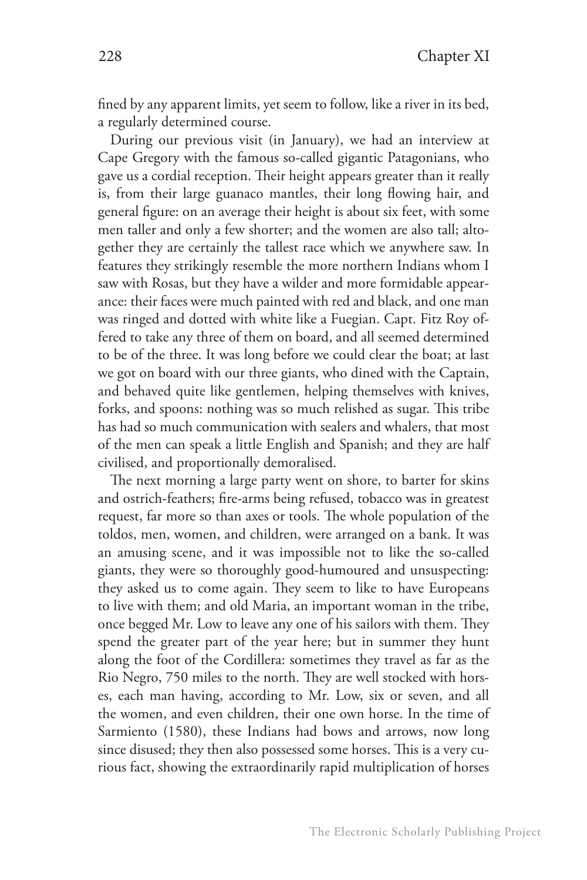fined by any apparent limits, yet seem to follow, like a river in its bed, a regularly determined course.

During our previous visit (in January), we had an interview at Cape Gregory with the famous so-called gigantic Patagonians, who gave us a cordial reception. Their height appears greater than it really is, from their large guanaco mantles, their long flowing hair, and general figure: on an average their height is about six feet, with some men taller and only a few shorter; and the women are also tall; altogether they are certainly the tallest race which we anywhere saw. In features they strikingly resemble the more northern Indians whom I saw with Rosas, but they have a wilder and more formidable appearance: their faces were much painted with red and black, and one man was ringed and dotted with white like a Fuegian. Capt. Fitz Roy offered to take any three of them on board, and all seemed determined to be of the three. It was long before we could clear the boat; at last we got on board with our three giants, who dined with the Captain, and behaved quite like gentlemen, helping themselves with knives, forks, and spoons: nothing was so much relished as sugar. This tribe has had so much communication with sealers and whalers, that most of the men can speak a little English and Spanish; and they are half civilised, and proportionally demoralised.

The next morning a large party went on shore, to barter for skins and ostrich-feathers; fire-arms being refused, tobacco was in greatest request, far more so than axes or tools. The whole population of the toldos, men, women, and children, were arranged on a bank. It was an amusing scene, and it was impossible not to like the so-called giants, they were so thoroughly good-humoured and unsuspecting: they asked us to come again. They seem to like to have Europeans to live with them; and old Maria, an important woman in the tribe, once begged Mr. Low to leave any one of his sailors with them. They spend the greater part of the year here; but in summer they hunt along the foot of the Cordillera: sometimes they travel as far as the Rio Negro, 750 miles to the north. They are well stocked with horses, each man having, according to Mr. Low, six or seven, and all the women, and even children, their one own horse. In the time of Sarmiento (1580), these Indians had bows and arrows, now long since disused; they then also possessed some horses. This is a very curious fact, showing the extraordinarily rapid multiplication of horses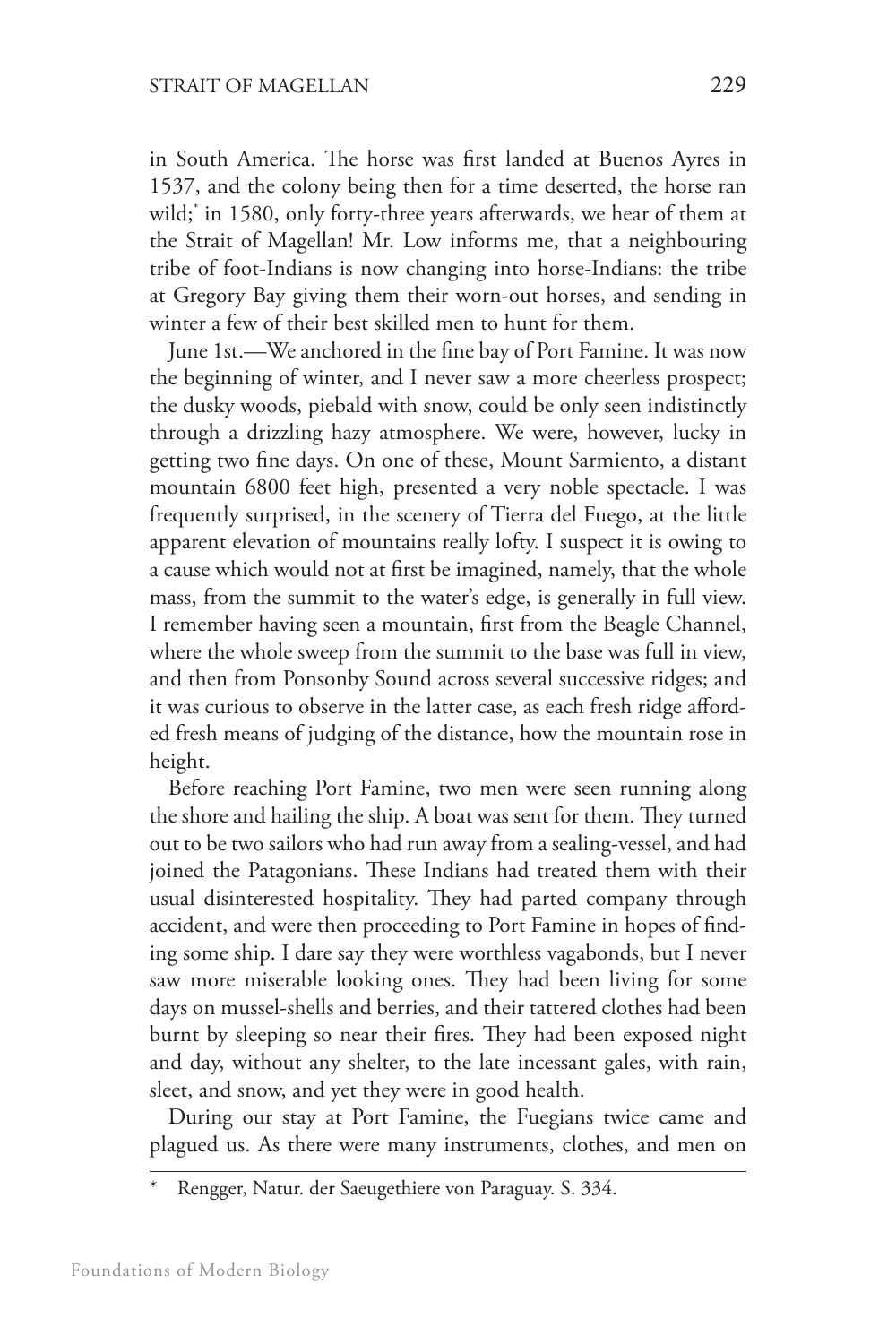in South America. The horse was first landed at Buenos Ayres in 1537, and the colony being then for a time deserted, the horse ran wild;* in 1580, only forty-three years afterwards, we hear of them at the Strait of Magellan! Mr. Low informs me, that a neighbouring tribe of foot-Indians is now changing into horse-Indians: the tribe at Gregory Bay giving them their worn-out horses, and sending in winter a few of their best skilled men to hunt for them.

June 1st.—We anchored in the fine bay of Port Famine. It was now the beginning of winter, and I never saw a more cheerless prospect; the dusky woods, piebald with snow, could be only seen indistinctly through a drizzling hazy atmosphere. We were, however, lucky in getting two fine days. On one of these, Mount Sarmiento, a distant mountain 6800 feet high, presented a very noble spectacle. I was frequently surprised, in the scenery of Tierra del Fuego, at the little apparent elevation of mountains really lofty. I suspect it is owing to a cause which would not at first be imagined, namely, that the whole mass, from the summit to the water's edge, is generally in full view. I remember having seen a mountain, first from the Beagle Channel, where the whole sweep from the summit to the base was full in view, and then from Ponsonby Sound across several successive ridges; and it was curious to observe in the latter case, as each fresh ridge afforded fresh means of judging of the distance, how the mountain rose in height.

Before reaching Port Famine, two men were seen running along the shore and hailing the ship. A boat was sent for them. They turned out to be two sailors who had run away from a sealing-vessel, and had joined the Patagonians. These Indians had treated them with their usual disinterested hospitality. They had parted company through accident, and were then proceeding to Port Famine in hopes of finding some ship. I dare say they were worthless vagabonds, but I never saw more miserable looking ones. They had been living for some days on mussel-shells and berries, and their tattered clothes had been burnt by sleeping so near their fires. They had been exposed night and day, without any shelter, to the late incessant gales, with rain, sleet, and snow, and yet they were in good health.

During our stay at Port Famine, the Fuegians twice came and plagued us. As there were many instruments, clothes, and men on

---

* Rengger, Natur. der Saeugethiere von Paraguay. S. 334.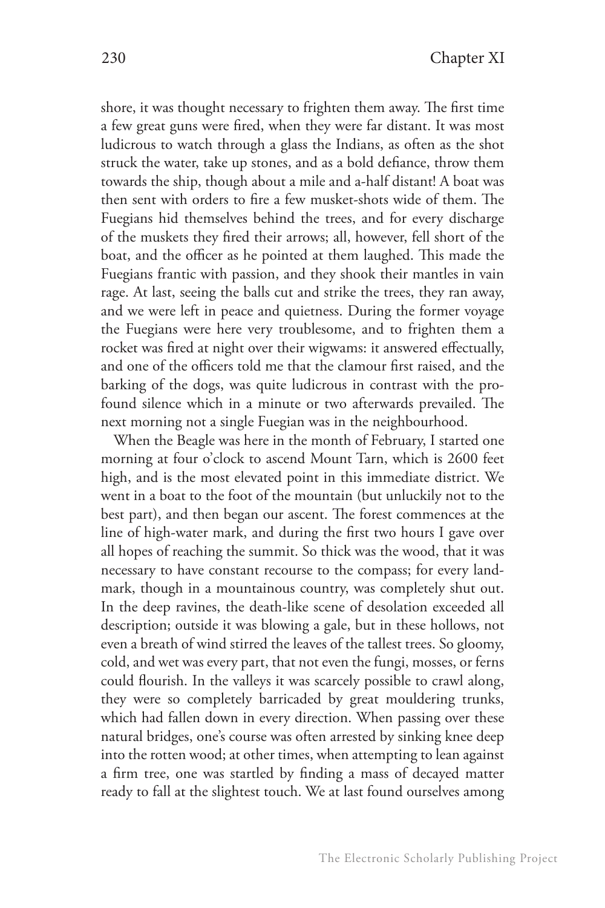shore, it was thought necessary to frighten them away. The first time a few great guns were fired, when they were far distant. It was most ludicrous to watch through a glass the Indians, as often as the shot struck the water, take up stones, and as a bold defiance, throw them towards the ship, though about a mile and a-half distant! A boat was then sent with orders to fire a few musket-shots wide of them. The Fuegians hid themselves behind the trees, and for every discharge of the muskets they fired their arrows; all, however, fell short of the boat, and the officer as he pointed at them laughed. This made the Fuegians frantic with passion, and they shook their mantles in vain rage. At last, seeing the balls cut and strike the trees, they ran away, and we were left in peace and quietness. During the former voyage the Fuegians were here very troublesome, and to frighten them a rocket was fired at night over their wigwams: it answered effectually, and one of the officers told me that the clamour first raised, and the barking of the dogs, was quite ludicrous in contrast with the profound silence which in a minute or two afterwards prevailed. The next morning not a single Fuegian was in the neighbourhood.

When the Beagle was here in the month of February, I started one morning at four o'clock to ascend Mount Tarn, which is 2600 feet high, and is the most elevated point in this immediate district. We went in a boat to the foot of the mountain (but unluckily not to the best part), and then began our ascent. The forest commences at the line of high-water mark, and during the first two hours I gave over all hopes of reaching the summit. So thick was the wood, that it was necessary to have constant recourse to the compass; for every landmark, though in a mountainous country, was completely shut out. In the deep ravines, the death-like scene of desolation exceeded all description; outside it was blowing a gale, but in these hollows, not even a breath of wind stirred the leaves of the tallest trees. So gloomy, cold, and wet was every part, that not even the fungi, mosses, or ferns could flourish. In the valleys it was scarcely possible to crawl along, they were so completely barricaded by great mouldering trunks, which had fallen down in every direction. When passing over these natural bridges, one's course was often arrested by sinking knee deep into the rotten wood; at other times, when attempting to lean against a firm tree, one was startled by finding a mass of decayed matter ready to fall at the slightest touch. We at last found ourselves among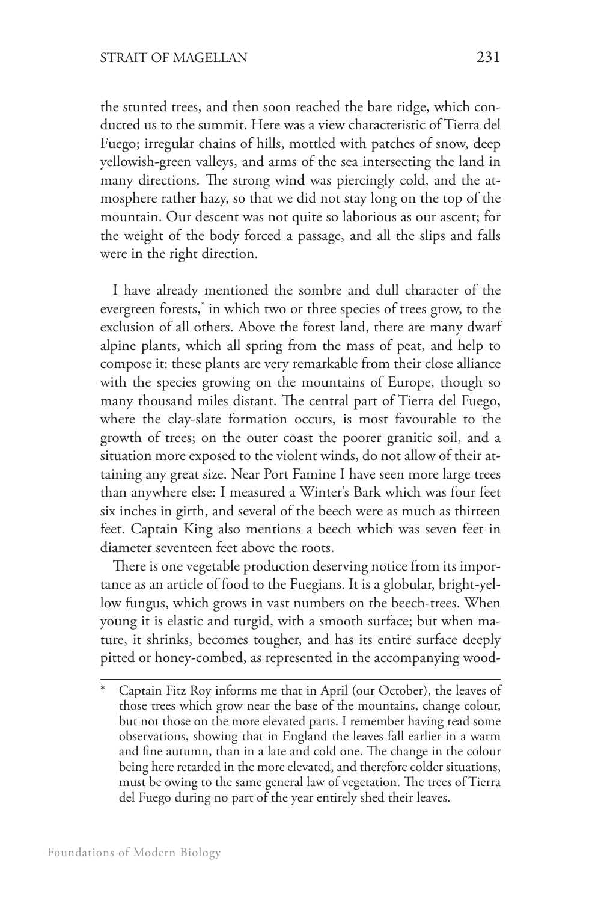the stunted trees, and then soon reached the bare ridge, which conducted us to the summit. Here was a view characteristic of Tierra del Fuego; irregular chains of hills, mottled with patches of snow, deep yellowish-green valleys, and arms of the sea intersecting the land in many directions. The strong wind was piercingly cold, and the atmosphere rather hazy, so that we did not stay long on the top of the mountain. Our descent was not quite so laborious as our ascent; for the weight of the body forced a passage, and all the slips and falls were in the right direction.

I have already mentioned the sombre and dull character of the evergreen forests,* in which two or three species of trees grow, to the exclusion of all others. Above the forest land, there are many dwarf alpine plants, which all spring from the mass of peat, and help to compose it: these plants are very remarkable from their close alliance with the species growing on the mountains of Europe, though so many thousand miles distant. The central part of Tierra del Fuego, where the clay-slate formation occurs, is most favourable to the growth of trees; on the outer coast the poorer granitic soil, and a situation more exposed to the violent winds, do not allow of their attaining any great size. Near Port Famine I have seen more large trees than anywhere else: I measured a Winter's Bark which was four feet six inches in girth, and several of the beech were as much as thirteen feet. Captain King also mentions a beech which was seven feet in diameter seventeen feet above the roots.

There is one vegetable production deserving notice from its importance as an article of food to the Fuegians. It is a globular, bright-yellow fungus, which grows in vast numbers on the beech-trees. When young it is elastic and turgid, with a smooth surface; but when mature, it shrinks, becomes tougher, and has its entire surface deeply pitted or honey-combed, as represented in the accompanying wood-

---

* Captain Fitz Roy informs me that in April (our October), the leaves of those trees which grow near the base of the mountains, change colour, but not those on the more elevated parts. I remember having read some observations, showing that in England the leaves fall earlier in a warm and fine autumn, than in a late and cold one. The change in the colour being here retarded in the more elevated, and therefore colder situations, must be owing to the same general law of vegetation. The trees of Tierra del Fuego during no part of the year entirely shed their leaves.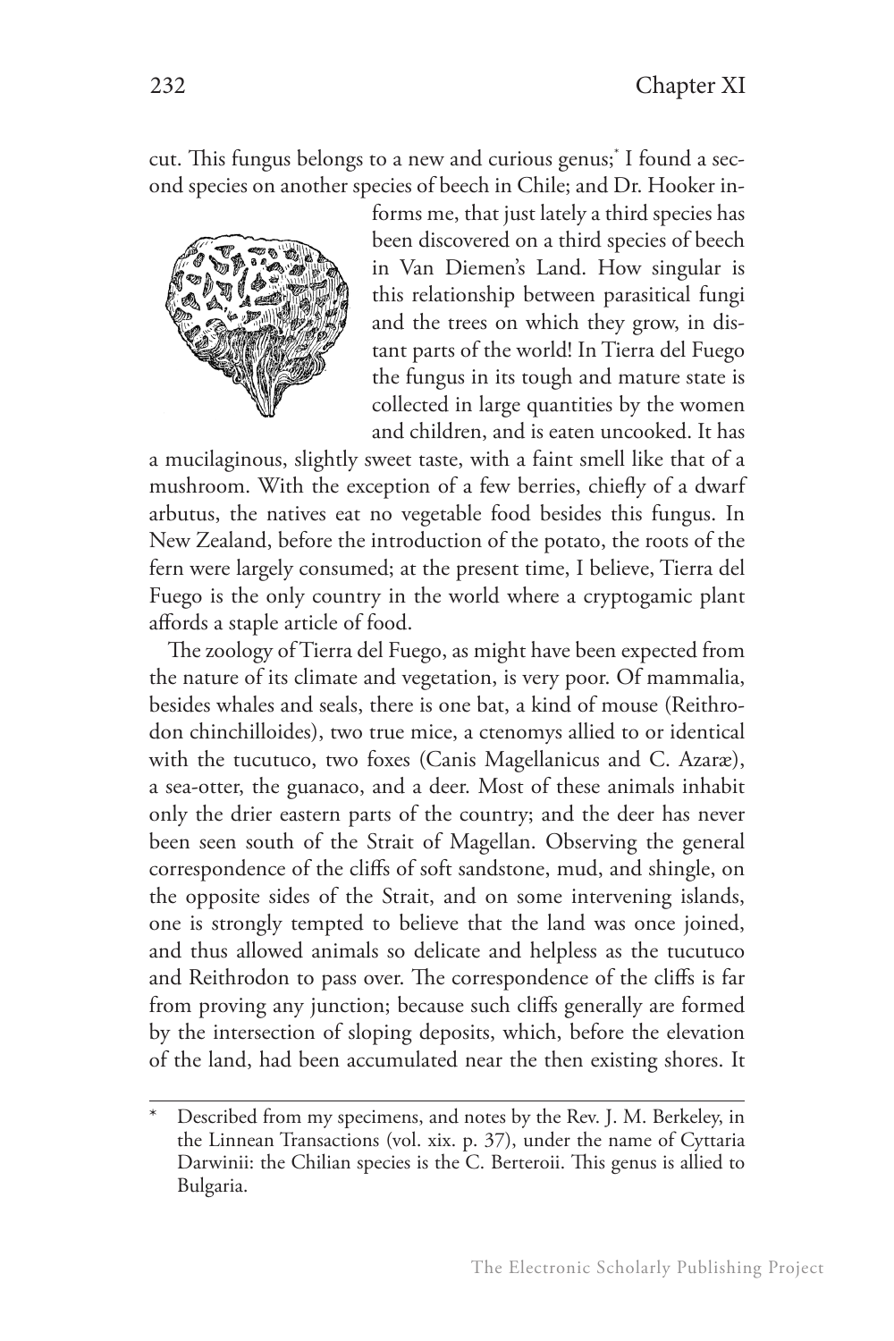cut. This fungus belongs to a new and curious genus;[*] I found a second species on another species of beech in Chile; and Dr. Hooker informs me, that just lately a third species has been discovered on a third species of beech in Van Diemen's Land. How singular is this relationship between parasitical fungi and the trees on which they grow, in distant parts of the world! In Tierra del Fuego the fungus in its tough and mature state is collected in large quantities by the women and children, and is eaten uncooked. It has a mucilaginous, slightly sweet taste, with a faint smell like that of a mushroom. With the exception of a few berries, chiefly of a dwarf arbutus, the natives eat no vegetable food besides this fungus. In New Zealand, before the introduction of the potato, the roots of the fern were largely consumed; at the present time, I believe, Tierra del Fuego is the only country in the world where a cryptogamic plant affords a staple article of food.

The zoology of Tierra del Fuego, as might have been expected from the nature of its climate and vegetation, is very poor. Of mammalia, besides whales and seals, there is one bat, a kind of mouse (Reithrodon chinchilloides), two true mice, a ctenomys allied to or identical with the tucutuco, two foxes (Canis Magellanicus and C. Azaræ), a sea-otter, the guanaco, and a deer. Most of these animals inhabit only the drier eastern parts of the country; and the deer has never been seen south of the Strait of Magellan. Observing the general correspondence of the cliffs of soft sandstone, mud, and shingle, on the opposite sides of the Strait, and on some intervening islands, one is strongly tempted to believe that the land was once joined, and thus allowed animals so delicate and helpless as the tucutuco and Reithrodon to pass over. The correspondence of the cliffs is far from proving any junction; because such cliffs generally are formed by the intersection of sloping deposits, which, before the elevation of the land, had been accumulated near the then existing shores. It

---

[*] Described from my specimens, and notes by the Rev. J. M. Berkeley, in the Linnean Transactions (vol. xix. p. 37), under the name of Cyttaria Darwinii: the Chilian species is the C. Berteroii. This genus is allied to Bulgaria.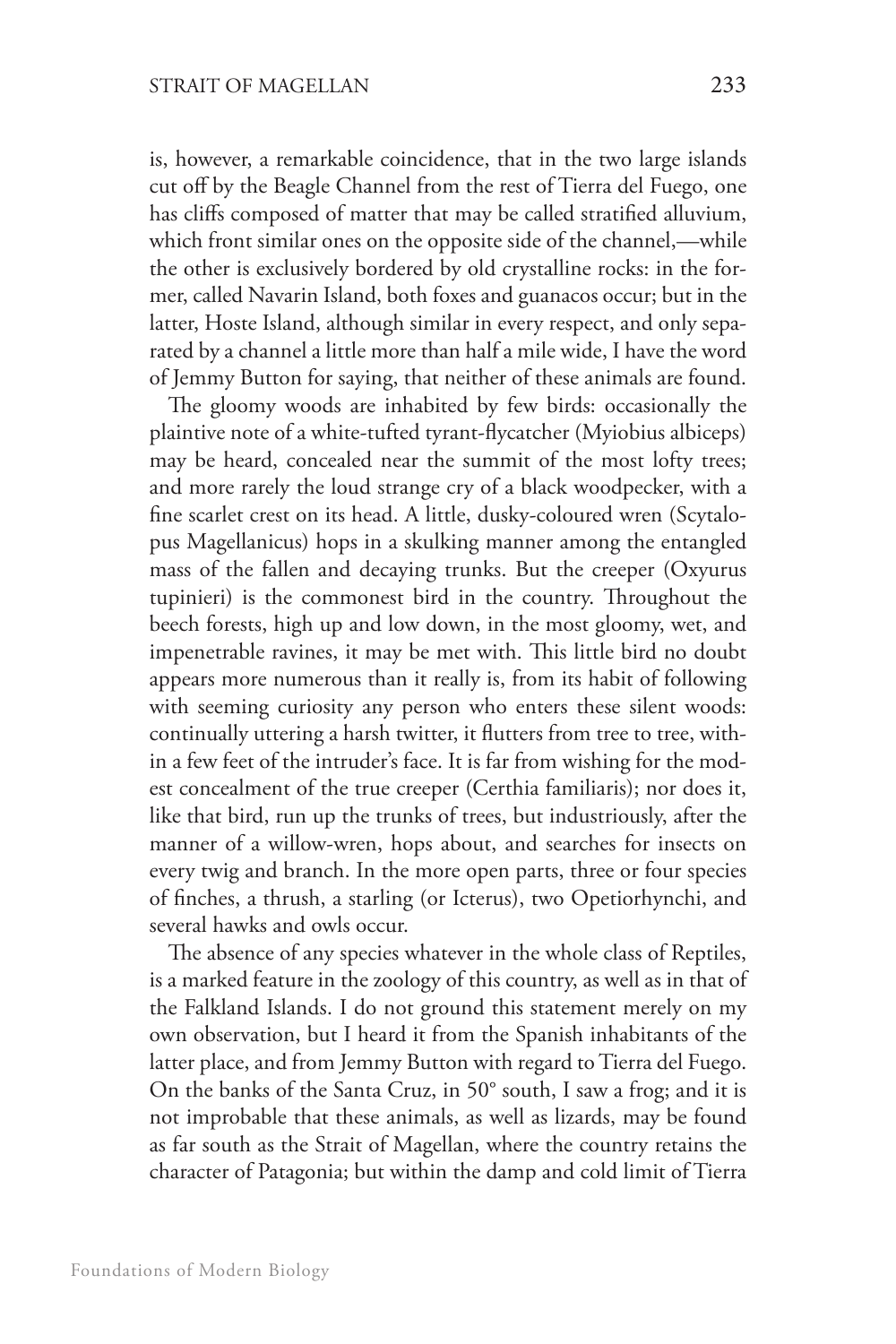is, however, a remarkable coincidence, that in the two large islands cut off by the Beagle Channel from the rest of Tierra del Fuego, one has cliffs composed of matter that may be called stratified alluvium, which front similar ones on the opposite side of the channel,—while the other is exclusively bordered by old crystalline rocks: in the former, called Navarin Island, both foxes and guanacos occur; but in the latter, Hoste Island, although similar in every respect, and only separated by a channel a little more than half a mile wide, I have the word of Jemmy Button for saying, that neither of these animals are found.

The gloomy woods are inhabited by few birds: occasionally the plaintive note of a white-tufted tyrant-flycatcher (Myiobius albiceps) may be heard, concealed near the summit of the most lofty trees; and more rarely the loud strange cry of a black woodpecker, with a fine scarlet crest on its head. A little, dusky-coloured wren (Scytalopus Magellanicus) hops in a skulking manner among the entangled mass of the fallen and decaying trunks. But the creeper (Oxyurus tupinieri) is the commonest bird in the country. Throughout the beech forests, high up and low down, in the most gloomy, wet, and impenetrable ravines, it may be met with. This little bird no doubt appears more numerous than it really is, from its habit of following with seeming curiosity any person who enters these silent woods: continually uttering a harsh twitter, it flutters from tree to tree, within a few feet of the intruder's face. It is far from wishing for the modest concealment of the true creeper (Certhia familiaris); nor does it, like that bird, run up the trunks of trees, but industriously, after the manner of a willow-wren, hops about, and searches for insects on every twig and branch. In the more open parts, three or four species of finches, a thrush, a starling (or Icterus), two Opetiorhynchi, and several hawks and owls occur.

The absence of any species whatever in the whole class of Reptiles, is a marked feature in the zoology of this country, as well as in that of the Falkland Islands. I do not ground this statement merely on my own observation, but I heard it from the Spanish inhabitants of the latter place, and from Jemmy Button with regard to Tierra del Fuego. On the banks of the Santa Cruz, in 50° south, I saw a frog; and it is not improbable that these animals, as well as lizards, may be found as far south as the Strait of Magellan, where the country retains the character of Patagonia; but within the damp and cold limit of Tierra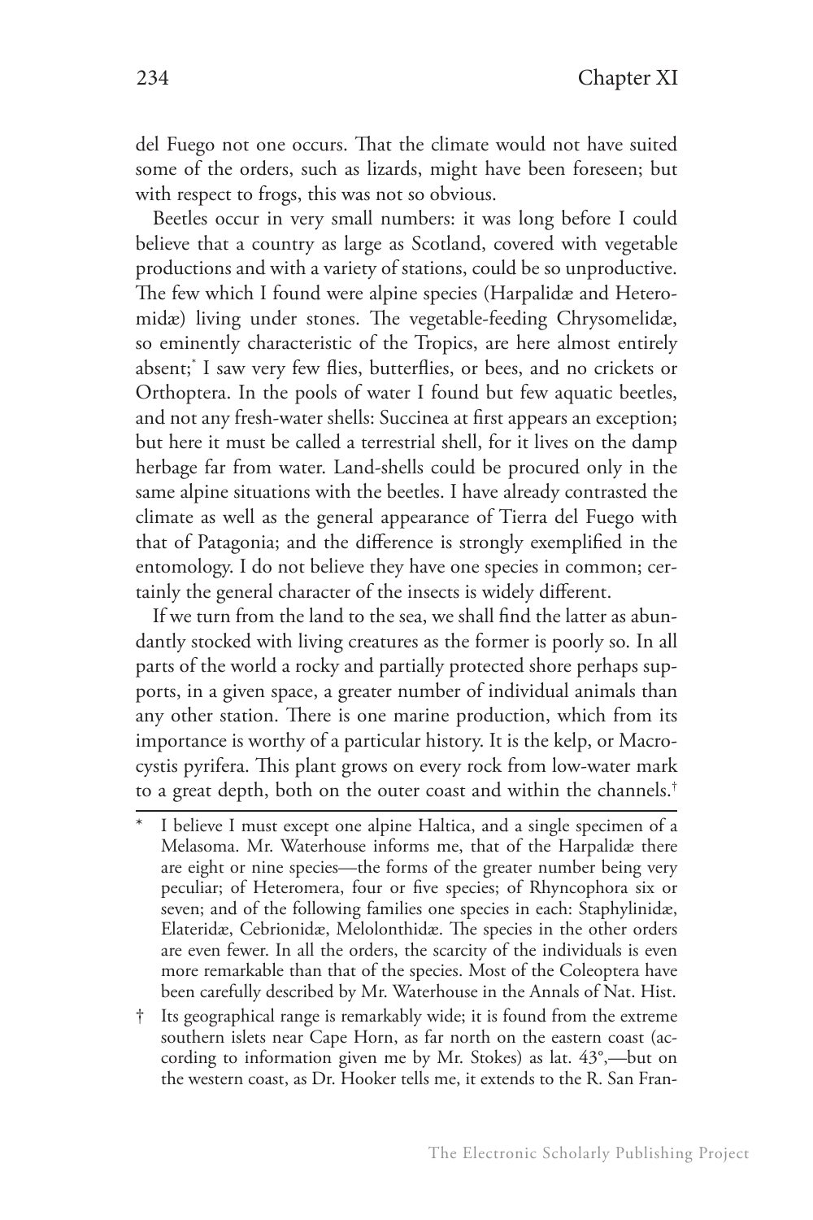del Fuego not one occurs. That the climate would not have suited some of the orders, such as lizards, might have been foreseen; but with respect to frogs, this was not so obvious.

Beetles occur in very small numbers: it was long before I could believe that a country as large as Scotland, covered with vegetable productions and with a variety of stations, could be so unproductive. The few which I found were alpine species (Harpalidæ and Heteromidæ) living under stones. The vegetable-feeding Chrysomelidæ, so eminently characteristic of the Tropics, are here almost entirely absent;* I saw very few flies, butterflies, or bees, and no crickets or Orthoptera. In the pools of water I found but few aquatic beetles, and not any fresh-water shells: Succinea at first appears an exception; but here it must be called a terrestrial shell, for it lives on the damp herbage far from water. Land-shells could be procured only in the same alpine situations with the beetles. I have already contrasted the climate as well as the general appearance of Tierra del Fuego with that of Patagonia; and the difference is strongly exemplified in the entomology. I do not believe they have one species in common; certainly the general character of the insects is widely different.

If we turn from the land to the sea, we shall find the latter as abundantly stocked with living creatures as the former is poorly so. In all parts of the world a rocky and partially protected shore perhaps supports, in a given space, a greater number of individual animals than any other station. There is one marine production, which from its importance is worthy of a particular history. It is the kelp, or Macrocystis pyrifera. This plant grows on every rock from low-water mark to a great depth, both on the outer coast and within the channels.†

---

\* I believe I must except one alpine Haltica, and a single specimen of a Melasoma. Mr. Waterhouse informs me, that of the Harpalidæ there are eight or nine species—the forms of the greater number being very peculiar; of Heteromera, four or five species; of Rhyncophora six or seven; and of the following families one species in each: Staphylinidæ, Elateridæ, Cebrionidæ, Melolonthidæ. The species in the other orders are even fewer. In all the orders, the scarcity of the individuals is even more remarkable than that of the species. Most of the Coleoptera have been carefully described by Mr. Waterhouse in the Annals of Nat. Hist.

† Its geographical range is remarkably wide; it is found from the extreme southern islets near Cape Horn, as far north on the eastern coast (according to information given me by Mr. Stokes) as lat. 43°,—but on the western coast, as Dr. Hooker tells me, it extends to the R. San Fran-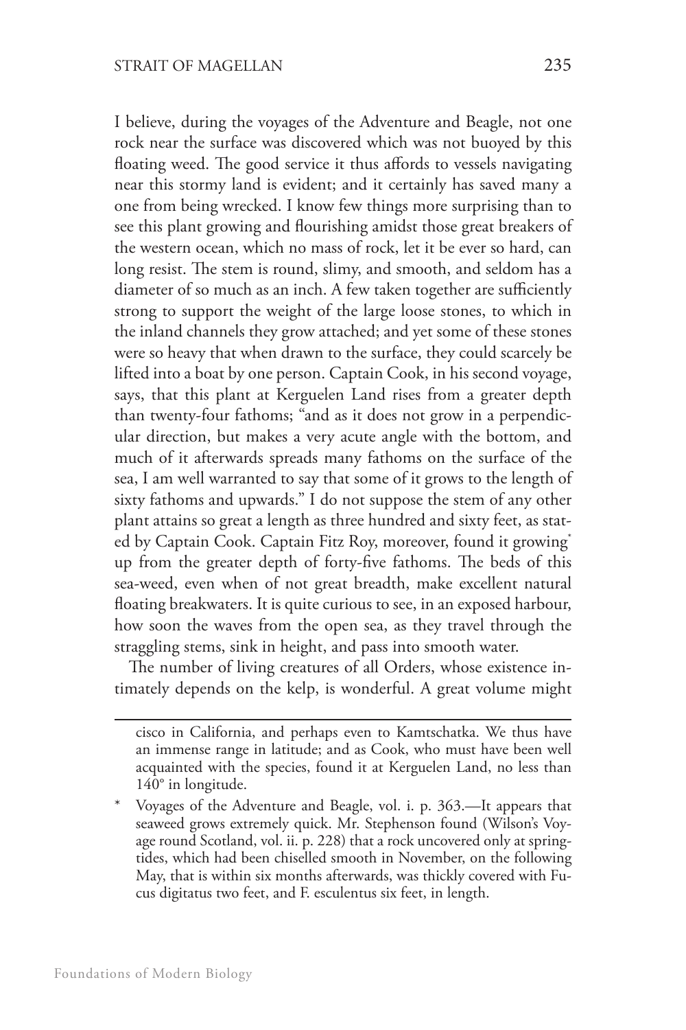I believe, during the voyages of the Adventure and Beagle, not one rock near the surface was discovered which was not buoyed by this floating weed. The good service it thus affords to vessels navigating near this stormy land is evident; and it certainly has saved many a one from being wrecked. I know few things more surprising than to see this plant growing and flourishing amidst those great breakers of the western ocean, which no mass of rock, let it be ever so hard, can long resist. The stem is round, slimy, and smooth, and seldom has a diameter of so much as an inch. A few taken together are sufficiently strong to support the weight of the large loose stones, to which in the inland channels they grow attached; and yet some of these stones were so heavy that when drawn to the surface, they could scarcely be lifted into a boat by one person. Captain Cook, in his second voyage, says, that this plant at Kerguelen Land rises from a greater depth than twenty-four fathoms; "and as it does not grow in a perpendicular direction, but makes a very acute angle with the bottom, and much of it afterwards spreads many fathoms on the surface of the sea, I am well warranted to say that some of it grows to the length of sixty fathoms and upwards." I do not suppose the stem of any other plant attains so great a length as three hundred and sixty feet, as stated by Captain Cook. Captain Fitz Roy, moreover, found it growing* up from the greater depth of forty-five fathoms. The beds of this sea-weed, even when of not great breadth, make excellent natural floating breakwaters. It is quite curious to see, in an exposed harbour, how soon the waves from the open sea, as they travel through the straggling stems, sink in height, and pass into smooth water.

The number of living creatures of all Orders, whose existence intimately depends on the kelp, is wonderful. A great volume might

---

cisco in California, and perhaps even to Kamtschatka. We thus have an immense range in latitude; and as Cook, who must have been well acquainted with the species, found it at Kerguelen Land, no less than 140° in longitude.

\* Voyages of the Adventure and Beagle, vol. i. p. 363.—It appears that seaweed grows extremely quick. Mr. Stephenson found (Wilson's Voyage round Scotland, vol. ii. p. 228) that a rock uncovered only at spring-tides, which had been chiselled smooth in November, on the following May, that is within six months afterwards, was thickly covered with Fucus digitatus two feet, and F. esculentus six feet, in length.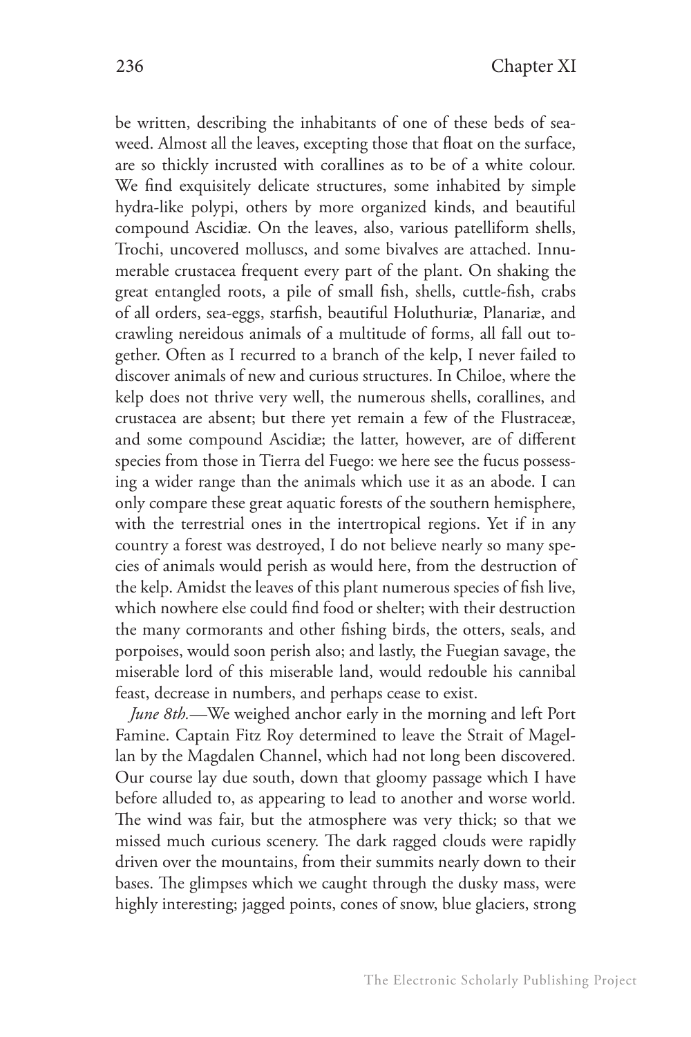be written, describing the inhabitants of one of these beds of sea-weed. Almost all the leaves, excepting those that float on the surface, are so thickly incrusted with corallines as to be of a white colour. We find exquisitely delicate structures, some inhabited by simple hydra-like polypi, others by more organized kinds, and beautiful compound Ascidiæ. On the leaves, also, various patelliform shells, Trochi, uncovered molluscs, and some bivalves are attached. Innumerable crustacea frequent every part of the plant. On shaking the great entangled roots, a pile of small fish, shells, cuttle-fish, crabs of all orders, sea-eggs, starfish, beautiful Holuthuriæ, Planariæ, and crawling nereidous animals of a multitude of forms, all fall out together. Often as I recurred to a branch of the kelp, I never failed to discover animals of new and curious structures. In Chiloe, where the kelp does not thrive very well, the numerous shells, corallines, and crustacea are absent; but there yet remain a few of the Flustraceæ, and some compound Ascidiæ; the latter, however, are of different species from those in Tierra del Fuego: we here see the fucus possessing a wider range than the animals which use it as an abode. I can only compare these great aquatic forests of the southern hemisphere, with the terrestrial ones in the intertropical regions. Yet if in any country a forest was destroyed, I do not believe nearly so many species of animals would perish as would here, from the destruction of the kelp. Amidst the leaves of this plant numerous species of fish live, which nowhere else could find food or shelter; with their destruction the many cormorants and other fishing birds, the otters, seals, and porpoises, would soon perish also; and lastly, the Fuegian savage, the miserable lord of this miserable land, would redouble his cannibal feast, decrease in numbers, and perhaps cease to exist.

*June 8th.*—We weighed anchor early in the morning and left Port Famine. Captain Fitz Roy determined to leave the Strait of Magellan by the Magdalen Channel, which had not long been discovered. Our course lay due south, down that gloomy passage which I have before alluded to, as appearing to lead to another and worse world. The wind was fair, but the atmosphere was very thick; so that we missed much curious scenery. The dark ragged clouds were rapidly driven over the mountains, from their summits nearly down to their bases. The glimpses which we caught through the dusky mass, were highly interesting; jagged points, cones of snow, blue glaciers, strong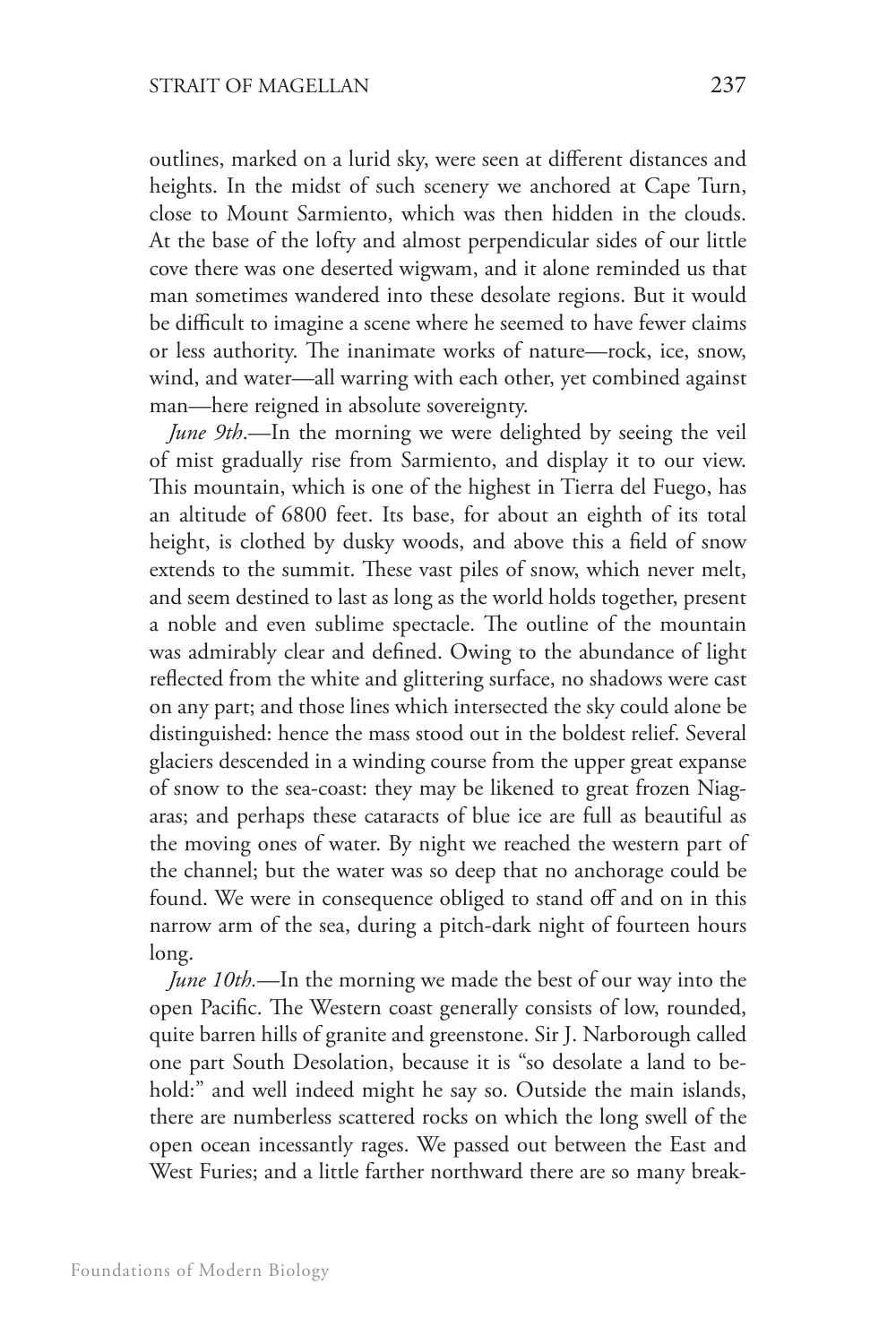outlines, marked on a lurid sky, were seen at different distances and heights. In the midst of such scenery we anchored at Cape Turn, close to Mount Sarmiento, which was then hidden in the clouds. At the base of the lofty and almost perpendicular sides of our little cove there was one deserted wigwam, and it alone reminded us that man sometimes wandered into these desolate regions. But it would be difficult to imagine a scene where he seemed to have fewer claims or less authority. The inanimate works of nature—rock, ice, snow, wind, and water—all warring with each other, yet combined against man—here reigned in absolute sovereignty.

*June 9th*.—In the morning we were delighted by seeing the veil of mist gradually rise from Sarmiento, and display it to our view. This mountain, which is one of the highest in Tierra del Fuego, has an altitude of 6800 feet. Its base, for about an eighth of its total height, is clothed by dusky woods, and above this a field of snow extends to the summit. These vast piles of snow, which never melt, and seem destined to last as long as the world holds together, present a noble and even sublime spectacle. The outline of the mountain was admirably clear and defined. Owing to the abundance of light reflected from the white and glittering surface, no shadows were cast on any part; and those lines which intersected the sky could alone be distinguished: hence the mass stood out in the boldest relief. Several glaciers descended in a winding course from the upper great expanse of snow to the sea-coast: they may be likened to great frozen Niagaras; and perhaps these cataracts of blue ice are full as beautiful as the moving ones of water. By night we reached the western part of the channel; but the water was so deep that no anchorage could be found. We were in consequence obliged to stand off and on in this narrow arm of the sea, during a pitch-dark night of fourteen hours long.

*June 10th*.—In the morning we made the best of our way into the open Pacific. The Western coast generally consists of low, rounded, quite barren hills of granite and greenstone. Sir J. Narborough called one part South Desolation, because it is "so desolate a land to behold:" and well indeed might he say so. Outside the main islands, there are numberless scattered rocks on which the long swell of the open ocean incessantly rages. We passed out between the East and West Furies; and a little farther northward there are so many break-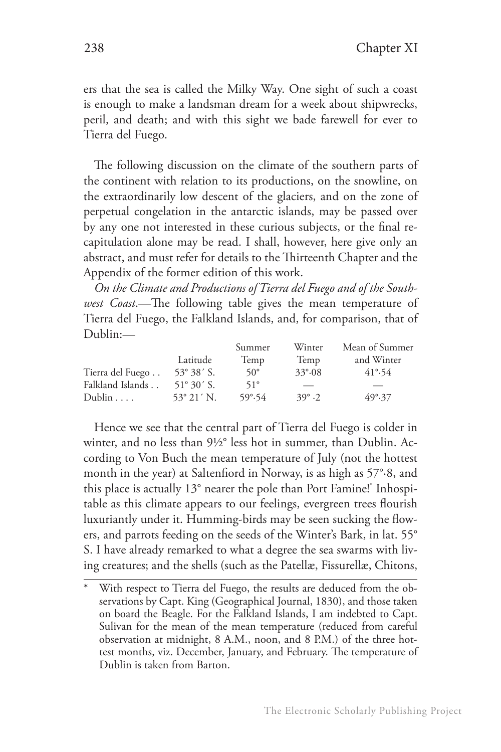ers that the sea is called the Milky Way. One sight of such a coast is enough to make a landsman dream for a week about shipwrecks, peril, and death; and with this sight we bade farewell for ever to Tierra del Fuego.

The following discussion on the climate of the southern parts of the continent with relation to its productions, on the snowline, on the extraordinarily low descent of the glaciers, and on the zone of perpetual congelation in the antarctic islands, may be passed over by any one not interested in these curious subjects, or the final recapitulation alone may be read. I shall, however, here give only an abstract, and must refer for details to the Thirteenth Chapter and the Appendix of the former edition of this work.

*On the Climate and Productions of Tierra del Fuego and of the Southwest Coast*.—The following table gives the mean temperature of Tierra del Fuego, the Falkland Islands, and, for comparison, that of Dublin:—

| | Latitude | Summer Temp | Winter Temp | Mean of Summer and Winter |
|---|---|---|---|---|
| Tierra del Fuego . . | 53° 38′ S. | 50° | 33°·08 | 41°·54 |
| Falkland Islands . . | 51° 30′ S. | 51° | — | — |
| Dublin . . . . | 53° 21′ N. | 59°·54 | 39° ·2 | 49°·37 |

Hence we see that the central part of Tierra del Fuego is colder in winter, and no less than 9½° less hot in summer, than Dublin. According to Von Buch the mean temperature of July (not the hottest month in the year) at Saltenfiord in Norway, is as high as 57°·8, and this place is actually 13° nearer the pole than Port Famine![*] Inhospitable as this climate appears to our feelings, evergreen trees flourish luxuriantly under it. Humming-birds may be seen sucking the flowers, and parrots feeding on the seeds of the Winter's Bark, in lat. 55° S. I have already remarked to what a degree the sea swarms with living creatures; and the shells (such as the Patellæ, Fissurellæ, Chitons,

* With respect to Tierra del Fuego, the results are deduced from the observations by Capt. King (Geographical Journal, 1830), and those taken on board the Beagle. For the Falkland Islands, I am indebted to Capt. Sulivan for the mean of the mean temperature (reduced from careful observation at midnight, 8 A.M., noon, and 8 P.M.) of the three hottest months, viz. December, January, and February. The temperature of Dublin is taken from Barton.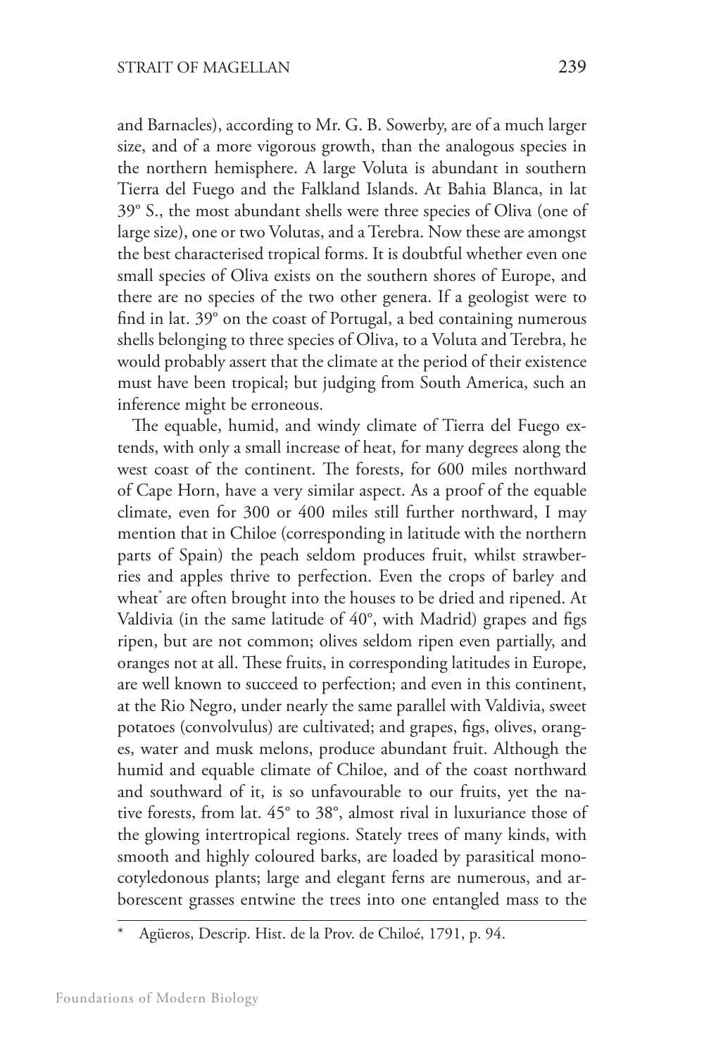and Barnacles), according to Mr. G. B. Sowerby, are of a much larger size, and of a more vigorous growth, than the analogous species in the northern hemisphere. A large Voluta is abundant in southern Tierra del Fuego and the Falkland Islands. At Bahia Blanca, in lat 39° S., the most abundant shells were three species of Oliva (one of large size), one or two Volutas, and a Terebra. Now these are amongst the best characterised tropical forms. It is doubtful whether even one small species of Oliva exists on the southern shores of Europe, and there are no species of the two other genera. If a geologist were to find in lat. 39° on the coast of Portugal, a bed containing numerous shells belonging to three species of Oliva, to a Voluta and Terebra, he would probably assert that the climate at the period of their existence must have been tropical; but judging from South America, such an inference might be erroneous.

The equable, humid, and windy climate of Tierra del Fuego extends, with only a small increase of heat, for many degrees along the west coast of the continent. The forests, for 600 miles northward of Cape Horn, have a very similar aspect. As a proof of the equable climate, even for 300 or 400 miles still further northward, I may mention that in Chiloe (corresponding in latitude with the northern parts of Spain) the peach seldom produces fruit, whilst strawberries and apples thrive to perfection. Even the crops of barley and wheat* are often brought into the houses to be dried and ripened. At Valdivia (in the same latitude of 40°, with Madrid) grapes and figs ripen, but are not common; olives seldom ripen even partially, and oranges not at all. These fruits, in corresponding latitudes in Europe, are well known to succeed to perfection; and even in this continent, at the Rio Negro, under nearly the same parallel with Valdivia, sweet potatoes (convolvulus) are cultivated; and grapes, figs, olives, oranges, water and musk melons, produce abundant fruit. Although the humid and equable climate of Chiloe, and of the coast northward and southward of it, is so unfavourable to our fruits, yet the native forests, from lat. 45° to 38°, almost rival in luxuriance those of the glowing intertropical regions. Stately trees of many kinds, with smooth and highly coloured barks, are loaded by parasitical monocotyledonous plants; large and elegant ferns are numerous, and arborescent grasses entwine the trees into one entangled mass to the

\* Agüeros, Descrip. Hist. de la Prov. de Chiloé, 1791, p. 94.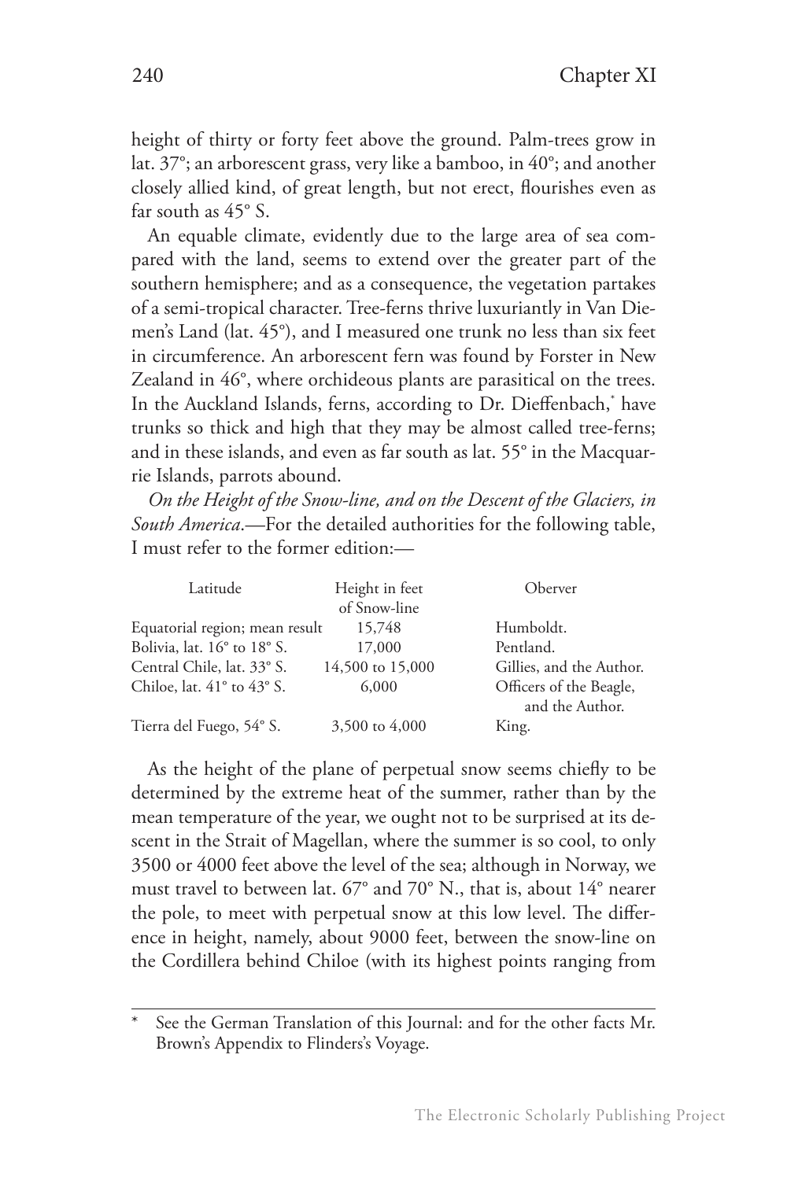height of thirty or forty feet above the ground. Palm-trees grow in lat. 37°; an arborescent grass, very like a bamboo, in 40°; and another closely allied kind, of great length, but not erect, flourishes even as far south as 45° S.

An equable climate, evidently due to the large area of sea compared with the land, seems to extend over the greater part of the southern hemisphere; and as a consequence, the vegetation partakes of a semi-tropical character. Tree-ferns thrive luxuriantly in Van Diemen's Land (lat. 45°), and I measured one trunk no less than six feet in circumference. An arborescent fern was found by Forster in New Zealand in 46°, where orchideous plants are parasitical on the trees. In the Auckland Islands, ferns, according to Dr. Dieffenbach,* have trunks so thick and high that they may be almost called tree-ferns; and in these islands, and even as far south as lat. 55° in the Macquarrie Islands, parrots abound.

*On the Height of the Snow-line, and on the Descent of the Glaciers, in South America*.—For the detailed authorities for the following table, I must refer to the former edition:—

| Latitude | Height in feet of Snow-line | Oberver |
|---|---|---|
| Equatorial region; mean result | 15,748 | Humboldt. |
| Bolivia, lat. 16° to 18° S. | 17,000 | Pentland. |
| Central Chile, lat. 33° S. | 14,500 to 15,000 | Gillies, and the Author. |
| Chiloe, lat. 41° to 43° S. | 6,000 | Officers of the Beagle, and the Author. |
| Tierra del Fuego, 54° S. | 3,500 to 4,000 | King. |

As the height of the plane of perpetual snow seems chiefly to be determined by the extreme heat of the summer, rather than by the mean temperature of the year, we ought not to be surprised at its descent in the Strait of Magellan, where the summer is so cool, to only 3500 or 4000 feet above the level of the sea; although in Norway, we must travel to between lat. 67° and 70° N., that is, about 14° nearer the pole, to meet with perpetual snow at this low level. The difference in height, namely, about 9000 feet, between the snow-line on the Cordillera behind Chiloe (with its highest points ranging from

---

\* See the German Translation of this Journal: and for the other facts Mr. Brown's Appendix to Flinders's Voyage.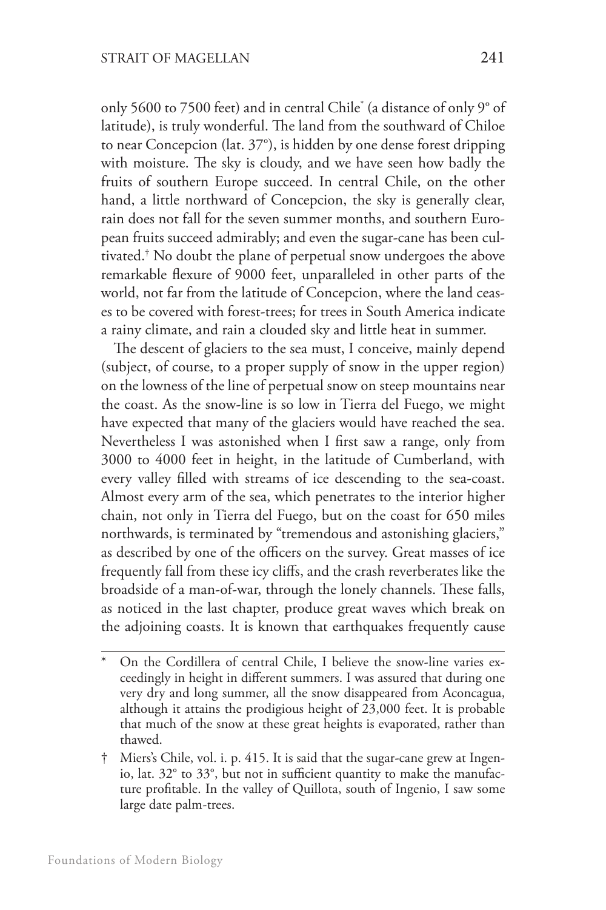only 5600 to 7500 feet) and in central Chile* (a distance of only 9° of latitude), is truly wonderful. The land from the southward of Chiloe to near Concepcion (lat. 37°), is hidden by one dense forest dripping with moisture. The sky is cloudy, and we have seen how badly the fruits of southern Europe succeed. In central Chile, on the other hand, a little northward of Concepcion, the sky is generally clear, rain does not fall for the seven summer months, and southern European fruits succeed admirably; and even the sugar-cane has been cultivated.† No doubt the plane of perpetual snow undergoes the above remarkable flexure of 9000 feet, unparalleled in other parts of the world, not far from the latitude of Concepcion, where the land ceases to be covered with forest-trees; for trees in South America indicate a rainy climate, and rain a clouded sky and little heat in summer.

The descent of glaciers to the sea must, I conceive, mainly depend (subject, of course, to a proper supply of snow in the upper region) on the lowness of the line of perpetual snow on steep mountains near the coast. As the snow-line is so low in Tierra del Fuego, we might have expected that many of the glaciers would have reached the sea. Nevertheless I was astonished when I first saw a range, only from 3000 to 4000 feet in height, in the latitude of Cumberland, with every valley filled with streams of ice descending to the sea-coast. Almost every arm of the sea, which penetrates to the interior higher chain, not only in Tierra del Fuego, but on the coast for 650 miles northwards, is terminated by "tremendous and astonishing glaciers," as described by one of the officers on the survey. Great masses of ice frequently fall from these icy cliffs, and the crash reverberates like the broadside of a man-of-war, through the lonely channels. These falls, as noticed in the last chapter, produce great waves which break on the adjoining coasts. It is known that earthquakes frequently cause

---

\* On the Cordillera of central Chile, I believe the snow-line varies exceedingly in height in different summers. I was assured that during one very dry and long summer, all the snow disappeared from Aconcagua, although it attains the prodigious height of 23,000 feet. It is probable that much of the snow at these great heights is evaporated, rather than thawed.

† Miers's Chile, vol. i. p. 415. It is said that the sugar-cane grew at Ingenio, lat. 32° to 33°, but not in sufficient quantity to make the manufacture profitable. In the valley of Quillota, south of Ingenio, I saw some large date palm-trees.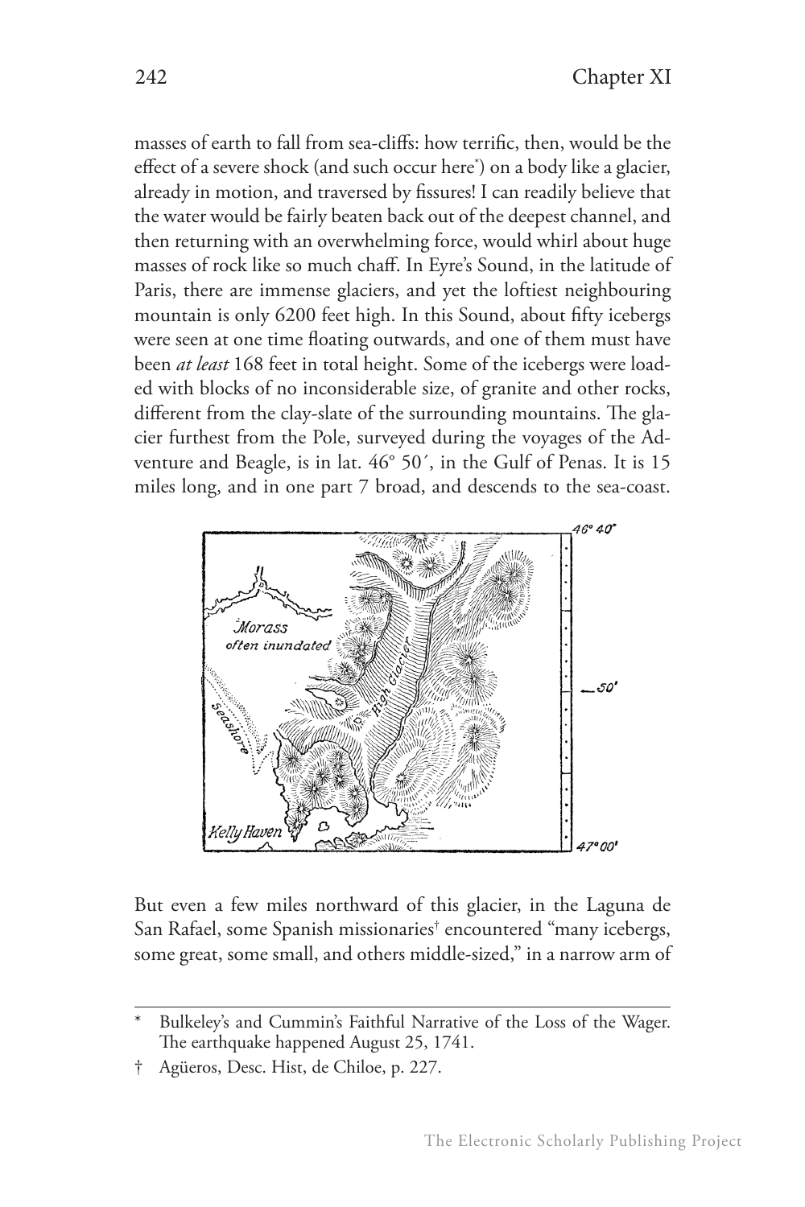masses of earth to fall from sea-cliffs: how terrific, then, would be the effect of a severe shock (and such occur here*) on a body like a glacier, already in motion, and traversed by fissures! I can readily believe that the water would be fairly beaten back out of the deepest channel, and then returning with an overwhelming force, would whirl about huge masses of rock like so much chaff. In Eyre's Sound, in the latitude of Paris, there are immense glaciers, and yet the loftiest neighbouring mountain is only 6200 feet high. In this Sound, about fifty icebergs were seen at one time floating outwards, and one of them must have been *at least* 168 feet in total height. Some of the icebergs were loaded with blocks of no inconsiderable size, of granite and other rocks, different from the clay-slate of the surrounding mountains. The glacier furthest from the Pole, surveyed during the voyages of the Adventure and Beagle, is in lat. 46° 50′, in the Gulf of Penas. It is 15 miles long, and in one part 7 broad, and descends to the sea-coast.

But even a few miles northward of this glacier, in the Laguna de San Rafael, some Spanish missionaries† encountered "many icebergs, some great, some small, and others middle-sized," in a narrow arm of

---

\* Bulkeley's and Cummin's Faithful Narrative of the Loss of the Wager. The earthquake happened August 25, 1741.

† Agüeros, Desc. Hist, de Chiloe, p. 227.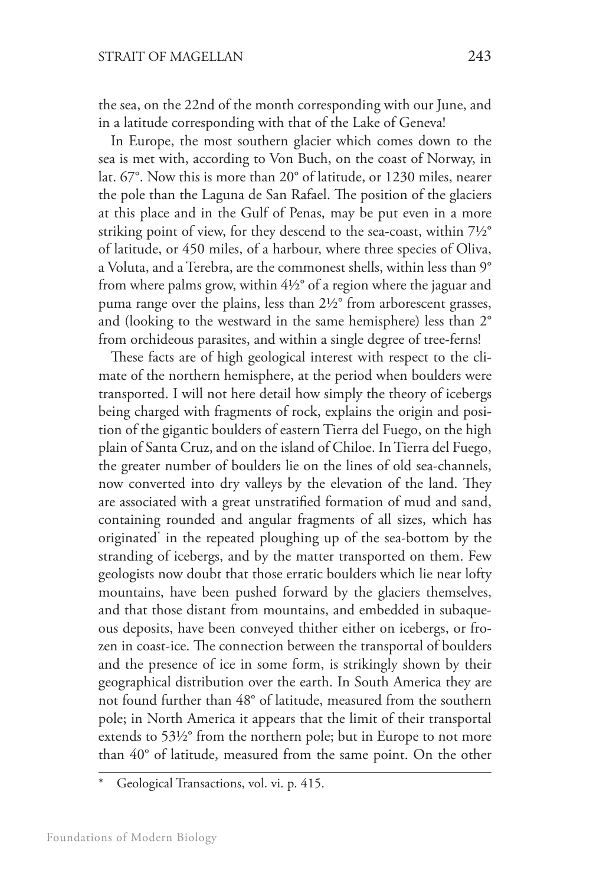the sea, on the 22nd of the month corresponding with our June, and in a latitude corresponding with that of the Lake of Geneva!

In Europe, the most southern glacier which comes down to the sea is met with, according to Von Buch, on the coast of Norway, in lat. 67°. Now this is more than 20° of latitude, or 1230 miles, nearer the pole than the Laguna de San Rafael. The position of the glaciers at this place and in the Gulf of Penas, may be put even in a more striking point of view, for they descend to the sea-coast, within 7½° of latitude, or 450 miles, of a harbour, where three species of Oliva, a Voluta, and a Terebra, are the commonest shells, within less than 9° from where palms grow, within 4½° of a region where the jaguar and puma range over the plains, less than 2½° from arborescent grasses, and (looking to the westward in the same hemisphere) less than 2° from orchideous parasites, and within a single degree of tree-ferns!

These facts are of high geological interest with respect to the climate of the northern hemisphere, at the period when boulders were transported. I will not here detail how simply the theory of icebergs being charged with fragments of rock, explains the origin and position of the gigantic boulders of eastern Tierra del Fuego, on the high plain of Santa Cruz, and on the island of Chiloe. In Tierra del Fuego, the greater number of boulders lie on the lines of old sea-channels, now converted into dry valleys by the elevation of the land. They are associated with a great unstratified formation of mud and sand, containing rounded and angular fragments of all sizes, which has originated* in the repeated ploughing up of the sea-bottom by the stranding of icebergs, and by the matter transported on them. Few geologists now doubt that those erratic boulders which lie near lofty mountains, have been pushed forward by the glaciers themselves, and that those distant from mountains, and embedded in subaqueous deposits, have been conveyed thither either on icebergs, or frozen in coast-ice. The connection between the transportal of boulders and the presence of ice in some form, is strikingly shown by their geographical distribution over the earth. In South America they are not found further than 48° of latitude, measured from the southern pole; in North America it appears that the limit of their transportal extends to 53½° from the northern pole; but in Europe to not more than 40° of latitude, measured from the same point. On the other

\* Geological Transactions, vol. vi. p. 415.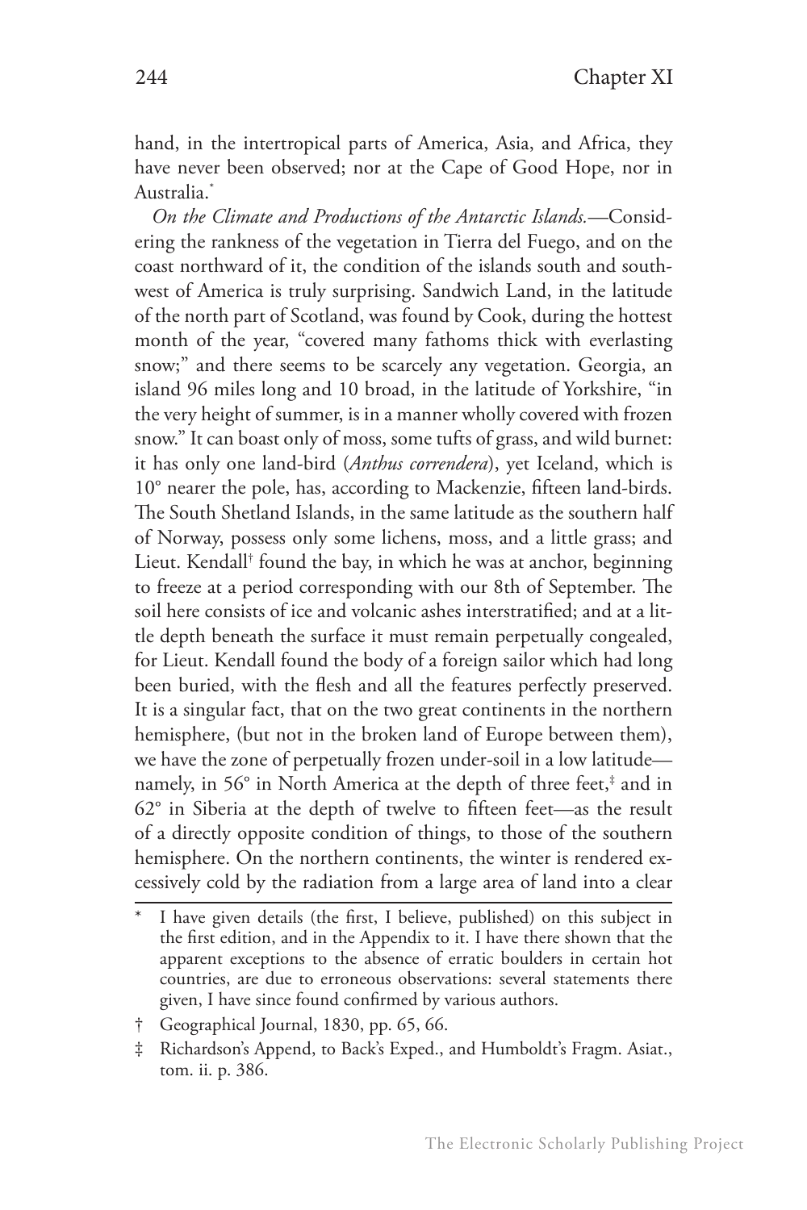hand, in the intertropical parts of America, Asia, and Africa, they have never been observed; nor at the Cape of Good Hope, nor in Australia.*

*On the Climate and Productions of the Antarctic Islands.*—Considering the rankness of the vegetation in Tierra del Fuego, and on the coast northward of it, the condition of the islands south and south-west of America is truly surprising. Sandwich Land, in the latitude of the north part of Scotland, was found by Cook, during the hottest month of the year, "covered many fathoms thick with everlasting snow;" and there seems to be scarcely any vegetation. Georgia, an island 96 miles long and 10 broad, in the latitude of Yorkshire, "in the very height of summer, is in a manner wholly covered with frozen snow." It can boast only of moss, some tufts of grass, and wild burnet: it has only one land-bird (*Anthus correndera*), yet Iceland, which is 10° nearer the pole, has, according to Mackenzie, fifteen land-birds. The South Shetland Islands, in the same latitude as the southern half of Norway, possess only some lichens, moss, and a little grass; and Lieut. Kendall† found the bay, in which he was at anchor, beginning to freeze at a period corresponding with our 8th of September. The soil here consists of ice and volcanic ashes interstratified; and at a little depth beneath the surface it must remain perpetually congealed, for Lieut. Kendall found the body of a foreign sailor which had long been buried, with the flesh and all the features perfectly preserved. It is a singular fact, that on the two great continents in the northern hemisphere, (but not in the broken land of Europe between them), we have the zone of perpetually frozen under-soil in a low latitude—namely, in 56° in North America at the depth of three feet,‡ and in 62° in Siberia at the depth of twelve to fifteen feet—as the result of a directly opposite condition of things, to those of the southern hemisphere. On the northern continents, the winter is rendered excessively cold by the radiation from a large area of land into a clear

---

\* I have given details (the first, I believe, published) on this subject in the first edition, and in the Appendix to it. I have there shown that the apparent exceptions to the absence of erratic boulders in certain hot countries, are due to erroneous observations: several statements there given, I have since found confirmed by various authors.

† Geographical Journal, 1830, pp. 65, 66.

‡ Richardson's Append, to Back's Exped., and Humboldt's Fragm. Asiat., tom. ii. p. 386.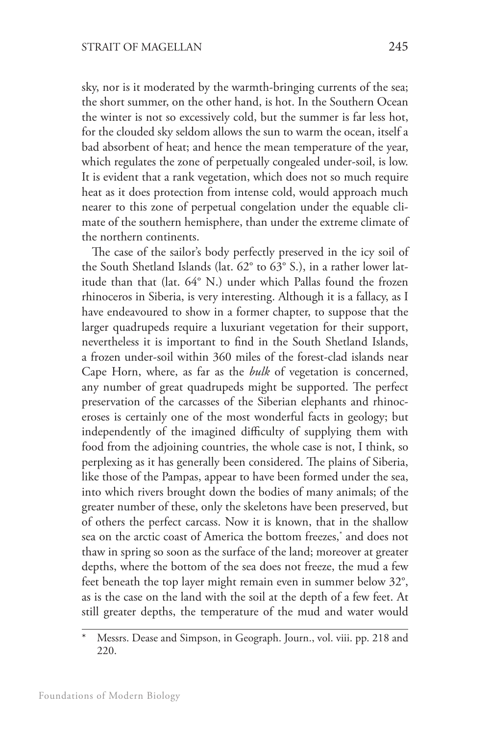sky, nor is it moderated by the warmth-bringing currents of the sea; the short summer, on the other hand, is hot. In the Southern Ocean the winter is not so excessively cold, but the summer is far less hot, for the clouded sky seldom allows the sun to warm the ocean, itself a bad absorbent of heat; and hence the mean temperature of the year, which regulates the zone of perpetually congealed under-soil, is low. It is evident that a rank vegetation, which does not so much require heat as it does protection from intense cold, would approach much nearer to this zone of perpetual congelation under the equable climate of the southern hemisphere, than under the extreme climate of the northern continents.

The case of the sailor's body perfectly preserved in the icy soil of the South Shetland Islands (lat. 62° to 63° S.), in a rather lower latitude than that (lat. 64° N.) under which Pallas found the frozen rhinoceros in Siberia, is very interesting. Although it is a fallacy, as I have endeavoured to show in a former chapter, to suppose that the larger quadrupeds require a luxuriant vegetation for their support, nevertheless it is important to find in the South Shetland Islands, a frozen under-soil within 360 miles of the forest-clad islands near Cape Horn, where, as far as the *bulk* of vegetation is concerned, any number of great quadrupeds might be supported. The perfect preservation of the carcasses of the Siberian elephants and rhinoceroses is certainly one of the most wonderful facts in geology; but independently of the imagined difficulty of supplying them with food from the adjoining countries, the whole case is not, I think, so perplexing as it has generally been considered. The plains of Siberia, like those of the Pampas, appear to have been formed under the sea, into which rivers brought down the bodies of many animals; of the greater number of these, only the skeletons have been preserved, but of others the perfect carcass. Now it is known, that in the shallow sea on the arctic coast of America the bottom freezes,* and does not thaw in spring so soon as the surface of the land; moreover at greater depths, where the bottom of the sea does not freeze, the mud a few feet beneath the top layer might remain even in summer below 32°, as is the case on the land with the soil at the depth of a few feet. At still greater depths, the temperature of the mud and water would

---

* Messrs. Dease and Simpson, in Geograph. Journ., vol. viii. pp. 218 and 220.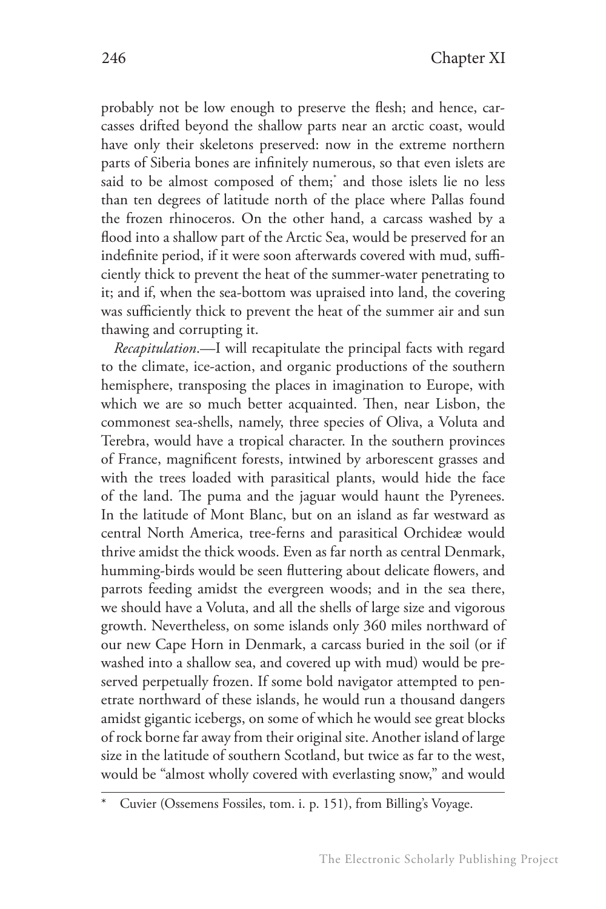probably not be low enough to preserve the flesh; and hence, carcasses drifted beyond the shallow parts near an arctic coast, would have only their skeletons preserved: now in the extreme northern parts of Siberia bones are infinitely numerous, so that even islets are said to be almost composed of them;* and those islets lie no less than ten degrees of latitude north of the place where Pallas found the frozen rhinoceros. On the other hand, a carcass washed by a flood into a shallow part of the Arctic Sea, would be preserved for an indefinite period, if it were soon afterwards covered with mud, sufficiently thick to prevent the heat of the summer-water penetrating to it; and if, when the sea-bottom was upraised into land, the covering was sufficiently thick to prevent the heat of the summer air and sun thawing and corrupting it.

*Recapitulation*.—I will recapitulate the principal facts with regard to the climate, ice-action, and organic productions of the southern hemisphere, transposing the places in imagination to Europe, with which we are so much better acquainted. Then, near Lisbon, the commonest sea-shells, namely, three species of Oliva, a Voluta and Terebra, would have a tropical character. In the southern provinces of France, magnificent forests, intwined by arborescent grasses and with the trees loaded with parasitical plants, would hide the face of the land. The puma and the jaguar would haunt the Pyrenees. In the latitude of Mont Blanc, but on an island as far westward as central North America, tree-ferns and parasitical Orchideæ would thrive amidst the thick woods. Even as far north as central Denmark, humming-birds would be seen fluttering about delicate flowers, and parrots feeding amidst the evergreen woods; and in the sea there, we should have a Voluta, and all the shells of large size and vigorous growth. Nevertheless, on some islands only 360 miles northward of our new Cape Horn in Denmark, a carcass buried in the soil (or if washed into a shallow sea, and covered up with mud) would be preserved perpetually frozen. If some bold navigator attempted to penetrate northward of these islands, he would run a thousand dangers amidst gigantic icebergs, on some of which he would see great blocks of rock borne far away from their original site. Another island of large size in the latitude of southern Scotland, but twice as far to the west, would be "almost wholly covered with everlasting snow," and would

---

* Cuvier (Ossemens Fossiles, tom. i. p. 151), from Billing's Voyage.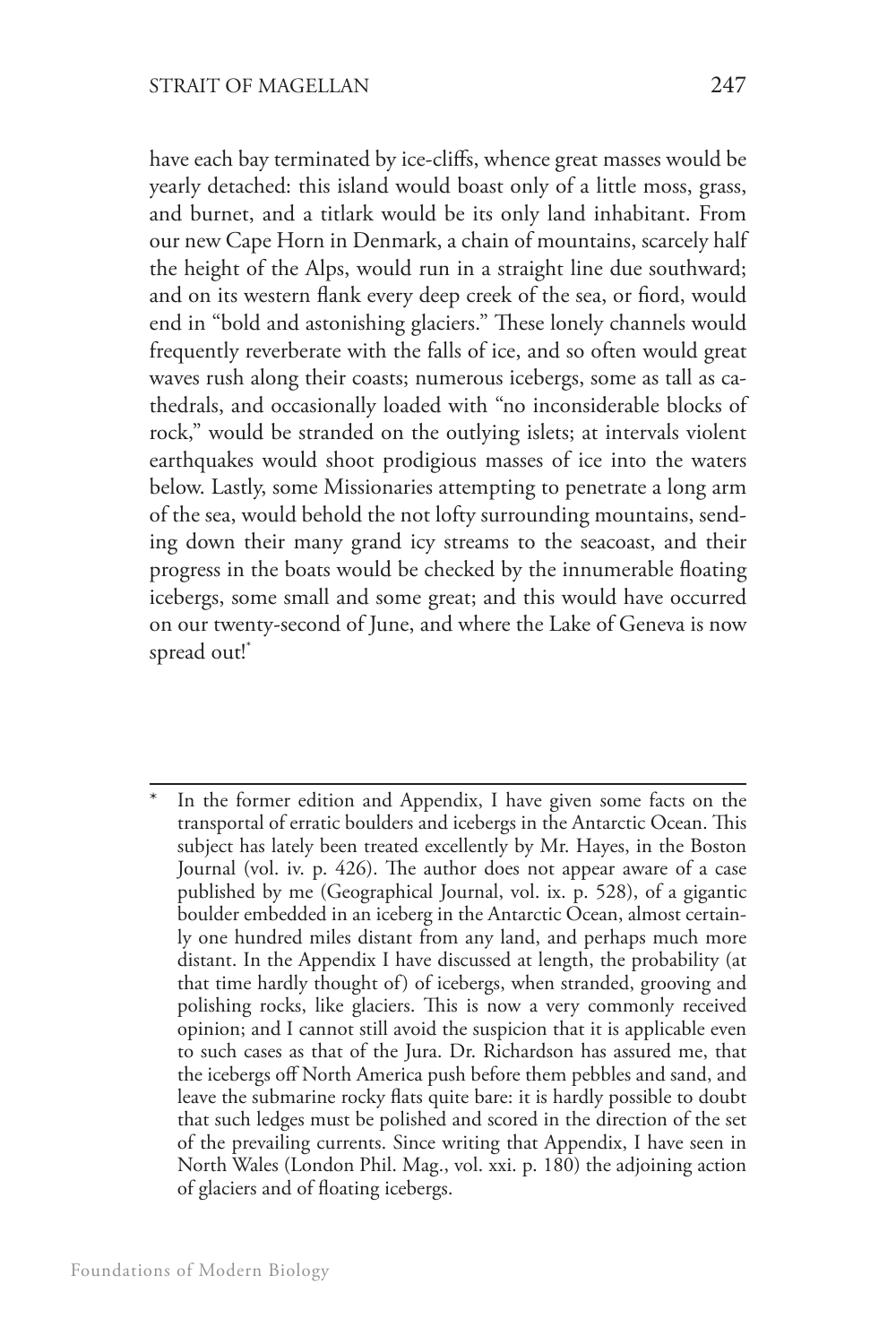have each bay terminated by ice-cliffs, whence great masses would be yearly detached: this island would boast only of a little moss, grass, and burnet, and a titlark would be its only land inhabitant. From our new Cape Horn in Denmark, a chain of mountains, scarcely half the height of the Alps, would run in a straight line due southward; and on its western flank every deep creek of the sea, or fiord, would end in "bold and astonishing glaciers." These lonely channels would frequently reverberate with the falls of ice, and so often would great waves rush along their coasts; numerous icebergs, some as tall as cathedrals, and occasionally loaded with "no inconsiderable blocks of rock," would be stranded on the outlying islets; at intervals violent earthquakes would shoot prodigious masses of ice into the waters below. Lastly, some Missionaries attempting to penetrate a long arm of the sea, would behold the not lofty surrounding mountains, sending down their many grand icy streams to the seacoast, and their progress in the boats would be checked by the innumerable floating icebergs, some small and some great; and this would have occurred on our twenty-second of June, and where the Lake of Geneva is now spread out![*]

---

* In the former edition and Appendix, I have given some facts on the transportal of erratic boulders and icebergs in the Antarctic Ocean. This subject has lately been treated excellently by Mr. Hayes, in the Boston Journal (vol. iv. p. 426). The author does not appear aware of a case published by me (Geographical Journal, vol. ix. p. 528), of a gigantic boulder embedded in an iceberg in the Antarctic Ocean, almost certainly one hundred miles distant from any land, and perhaps much more distant. In the Appendix I have discussed at length, the probability (at that time hardly thought of) of icebergs, when stranded, grooving and polishing rocks, like glaciers. This is now a very commonly received opinion; and I cannot still avoid the suspicion that it is applicable even to such cases as that of the Jura. Dr. Richardson has assured me, that the icebergs off North America push before them pebbles and sand, and leave the submarine rocky flats quite bare: it is hardly possible to doubt that such ledges must be polished and scored in the direction of the set of the prevailing currents. Since writing that Appendix, I have seen in North Wales (London Phil. Mag., vol. xxi. p. 180) the adjoining action of glaciers and of floating icebergs.